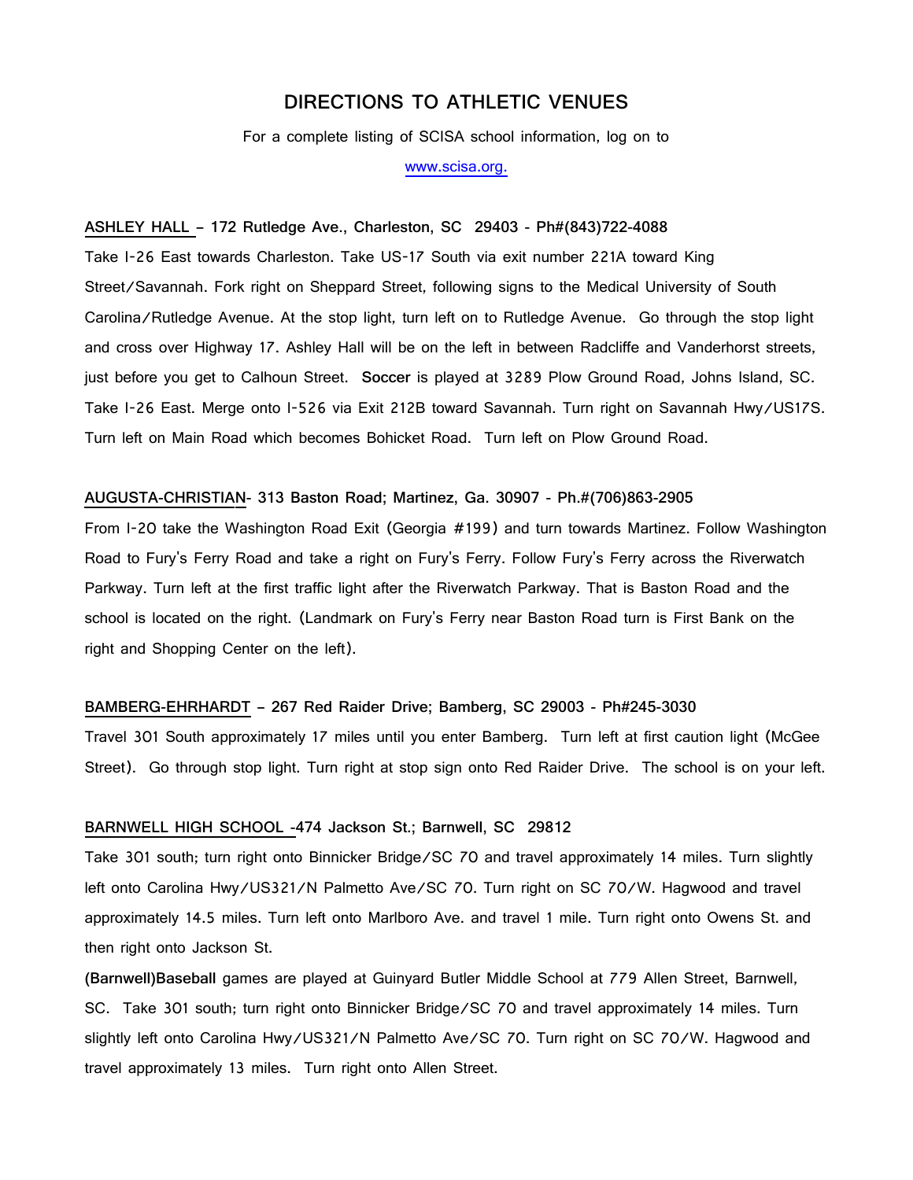# DIRECTIONS TO ATHLETIC VENUES

For a complete listing of SCISA school information, log on to

www.scisa.org.

**ASHLEY HALL – 172 Rutledge Ave., Charleston, SC 29403 - Ph#(843)722-4088**

Take I-26 East towards Charleston. Take US-17 South via exit number 221A toward King Street/Savannah. Fork right on Sheppard Street, following signs to the Medical University of South Carolina/Rutledge Avenue. At the stop light, turn left on to Rutledge Avenue. Go through the stop light and cross over Highway 17. Ashley Hall will be on the left in between Radcliffe and Vanderhorst streets, just before you get to Calhoun Street. **Soccer** is played at 3289 Plow Ground Road, Johns Island, SC. Take I-26 East. Merge onto I-526 via Exit 212B toward Savannah. Turn right on Savannah Hwy/US17S. Turn left on Main Road which becomes Bohicket Road. Turn left on Plow Ground Road.

**AUGUSTA-CHRISTIAN- 313 Baston Road; Martinez, Ga. 30907 - Ph.#(706)863-2905**

From I-20 take the Washington Road Exit (Georgia #199) and turn towards Martinez. Follow Washington Road to Fury's Ferry Road and take a right on Fury's Ferry. Follow Fury's Ferry across the Riverwatch Parkway. Turn left at the first traffic light after the Riverwatch Parkway. That is Baston Road and the school is located on the right. (Landmark on Fury's Ferry near Baston Road turn is First Bank on the right and Shopping Center on the left).

**BAMBERG-EHRHARDT – 267 Red Raider Drive; Bamberg, SC 29003 - Ph#245-3030**

Travel 301 South approximately 17 miles until you enter Bamberg. Turn left at first caution light (McGee Street). Go through stop light. Turn right at stop sign onto Red Raider Drive. The school is on your left.

**BARNWELL HIGH SCHOOL -474 Jackson St.; Barnwell, SC 29812**

Take 301 south; turn right onto Binnicker Bridge/SC 70 and travel approximately 14 miles. Turn slightly left onto Carolina Hwy/US321/N Palmetto Ave/SC 70. Turn right on SC 70/W. Hagwood and travel approximately 14.5 miles. Turn left onto Marlboro Ave. and travel 1 mile. Turn right onto Owens St. and then right onto Jackson St.

**(Barnwell)Baseball** games are played at Guinyard Butler Middle School at 779 Allen Street, Barnwell, SC. Take 301 south; turn right onto Binnicker Bridge/SC 70 and travel approximately 14 miles. Turn slightly left onto Carolina Hwy/US321/N Palmetto Ave/SC 70. Turn right on SC 70/W. Hagwood and travel approximately 13 miles. Turn right onto Allen Street.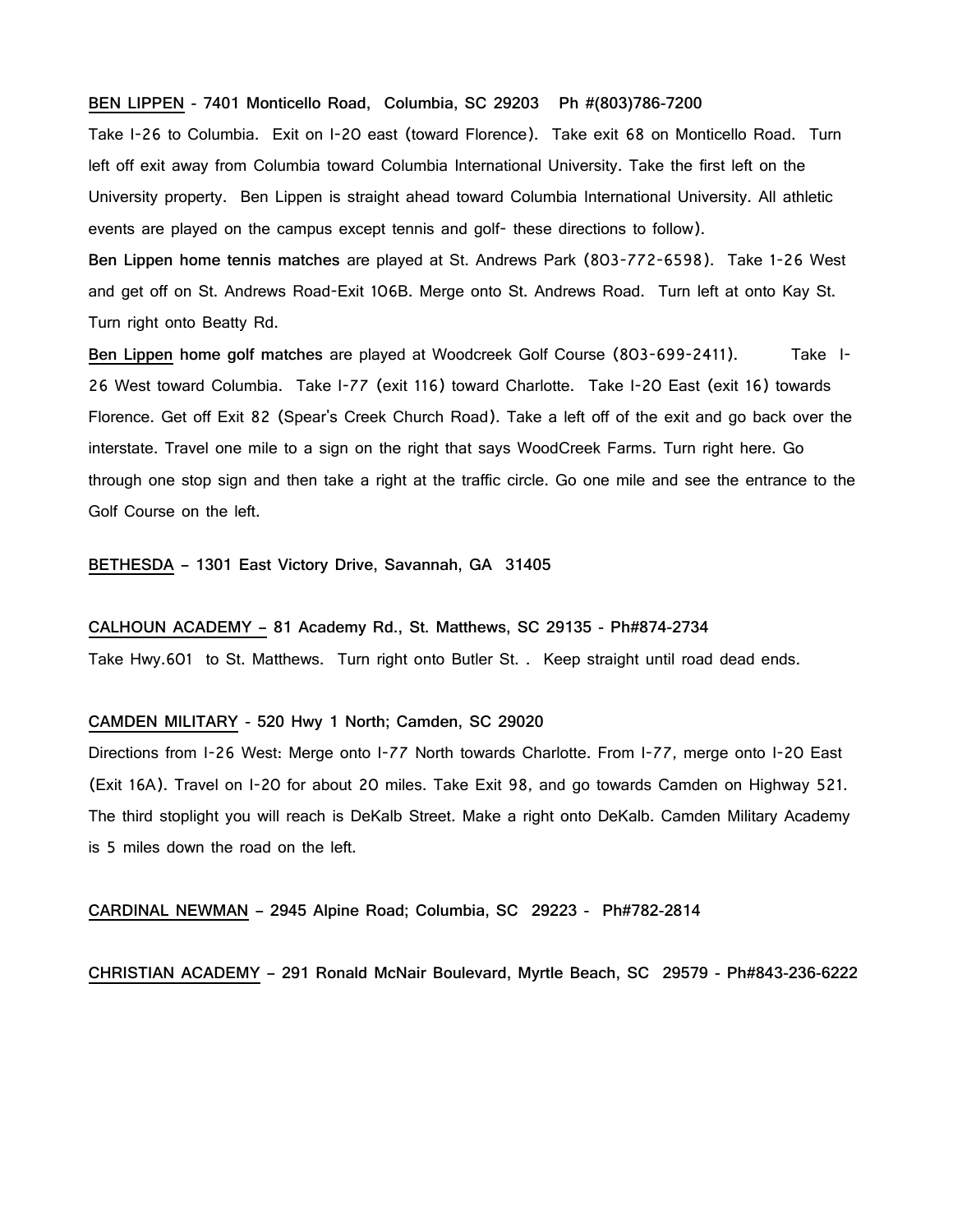**BEN LIPPEN** - 7401 Monticello Road, Columbia, SC 29203 Ph #(803)786-7200

Take I-26 to Columbia. Exit on I-20 east (toward Florence). Take exit 68 on Monticello Road. Turn left off exit away from Columbia toward Columbia International University. Take the first left on the University property. Ben Lippen is straight ahead toward Columbia International University. All athletic events are played on the campus except tennis and golf- these directions to follow).

**Ben Lippen home tennis matches** are played at St. Andrews Park (803-772-6598). Take 1-26 West and get off on St. Andrews Road-Exit 106B. Merge onto St. Andrews Road. Turn left at onto Kay St. Turn right onto Beatty Rd.

**Ben Lippen home golf matches** are played at Woodcreek Golf Course (803-699-2411). Take I-26 West toward Columbia. Take I-77 (exit 116) toward Charlotte. Take I-20 East (exit 16) towards Florence. Get off Exit 82 (Spear's Creek Church Road). Take a left off of the exit and go back over the interstate. Travel one mile to a sign on the right that says WoodCreek Farms. Turn right here. Go through one stop sign and then take a right at the traffic circle. Go one mile and see the entrance to the Golf Course on the left.

**BETHESDA** – 1301 East Victory Drive, Savannah, GA 31405

**CALHOUN ACADEMY** – 81 Academy Rd., St. Matthews, SC 29135 - Ph#874-2734

Take Hwy.601 to St. Matthews. Turn right onto Butler St. . Keep straight until road dead ends.

**CAMDEN MILITARY** - 520 Hwy 1 North; Camden, SC 29020

Directions from I-26 West: Merge onto I-77 North towards Charlotte. From I-77, merge onto I-20 East (Exit 16A). Travel on I-20 for about 20 miles. Take Exit 98, and go towards Camden on Highway 521. The third stoplight you will reach is DeKalb Street. Make a right onto DeKalb. Camden Military Academy is 5 miles down the road on the left.

**CARDINAL NEWMAN** – 2945 Alpine Road; Columbia, SC 29223 - Ph#782-2814

**CHRISTIAN ACADEMY** – 291 Ronald McNair Boulevard, Myrtle Beach, SC 29579 - Ph#843-236-6222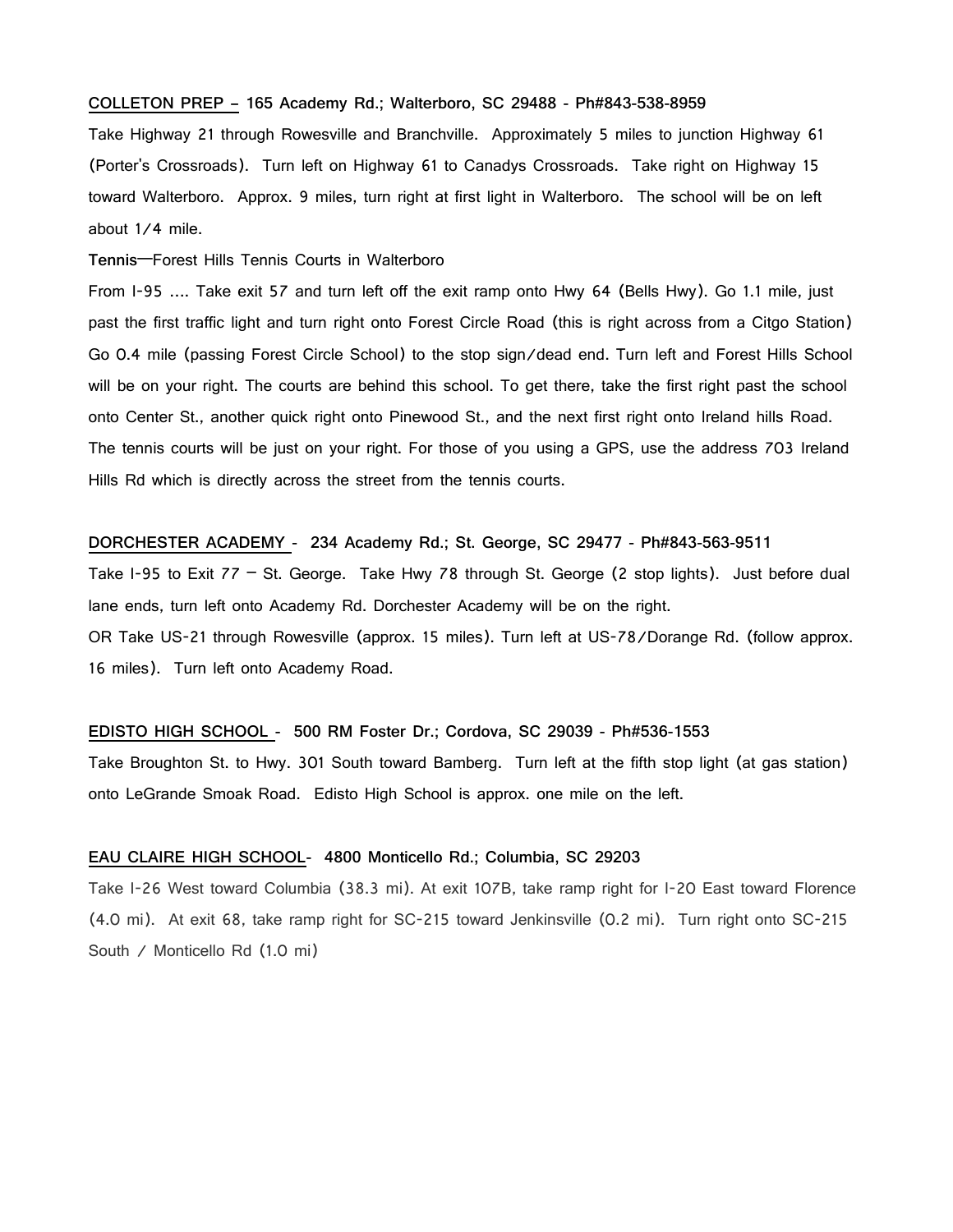**COLLETON PREP – 165 Academy Rd.; Walterboro, SC 29488 - Ph#843-538-8959**

Take Highway 21 through Rowesville and Branchville. Approximately 5 miles to junction Highway 61 (Porter's Crossroads). Turn left on Highway 61 to Canadys Crossroads. Take right on Highway 15 toward Walterboro. Approx. 9 miles, turn right at first light in Walterboro. The school will be on left about 1/4 mile.

**Tennis**—Forest Hills Tennis Courts in Walterboro

From I-95 .... Take exit 57 and turn left off the exit ramp onto Hwy 64 (Bells Hwy). Go 1.1 mile, just past the first traffic light and turn right onto Forest Circle Road (this is right across from a Citgo Station) Go 0.4 mile (passing Forest Circle School) to the stop sign/dead end. Turn left and Forest Hills School will be on your right. The courts are behind this school. To get there, take the first right past the school onto Center St., another quick right onto Pinewood St., and the next first right onto Ireland hills Road. The tennis courts will be just on your right. For those of you using a GPS, use the address 703 Ireland Hills Rd which is directly across the street from the tennis courts.

**DORCHESTER ACADEMY - 234 Academy Rd.; St. George, SC 29477 - Ph#843-563-9511**

Take I-95 to Exit 77 – St. George. Take Hwy 78 through St. George (2 stop lights). Just before dual lane ends, turn left onto Academy Rd. Dorchester Academy will be on the right.

OR Take US-21 through Rowesville (approx. 15 miles). Turn left at US-78/Dorange Rd. (follow approx. 16 miles). Turn left onto Academy Road.

**EDISTO HIGH SCHOOL - 500 RM Foster Dr.; Cordova, SC 29039 - Ph#536-1553**

Take Broughton St. to Hwy. 301 South toward Bamberg. Turn left at the fifth stop light (at gas station) onto LeGrande Smoak Road. Edisto High School is approx. one mile on the left.

**EAU CLAIRE HIGH SCHOOL- 4800 Monticello Rd.; Columbia, SC 29203**

Take I-26 West toward Columbia (38.3 mi). At exit 107B, take ramp right for I-20 East toward Florence (4.0 mi). At exit 68, take ramp right for SC-215 toward Jenkinsville (0.2 mi). Turn right onto SC-215 South / Monticello Rd (1.0 mi)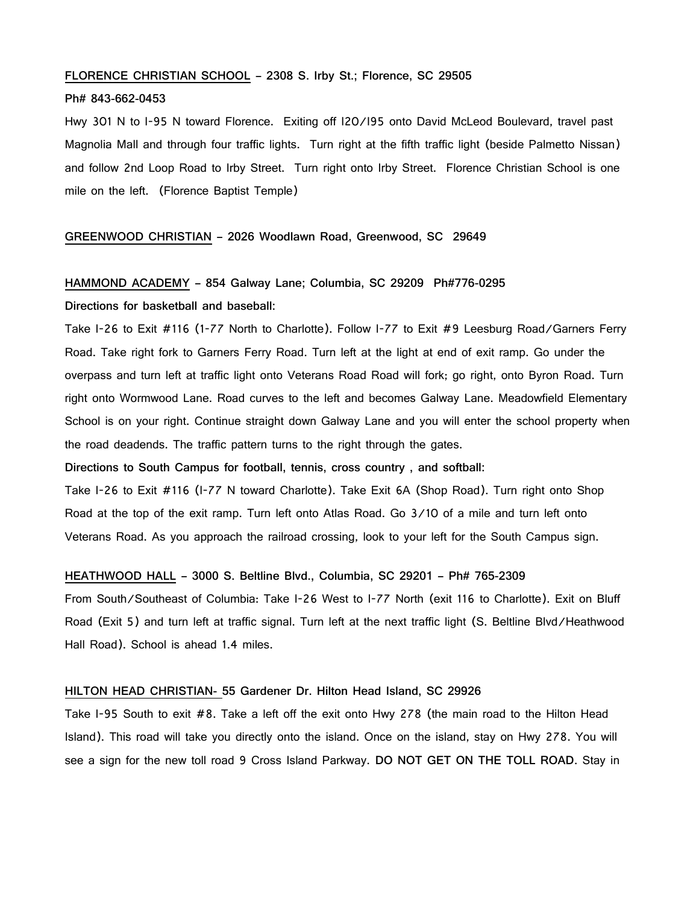**FLORENCE CHRISTIAN SCHOOL – 2308 S. Irby St.; Florence, SC 29505**

**Ph# 843-662-0453**

Hwy 301 N to I-95 N toward Florence. Exiting off I20/I95 onto David McLeod Boulevard, travel past Magnolia Mall and through four traffic lights. Turn right at the fifth traffic light (beside Palmetto Nissan) and follow 2nd Loop Road to Irby Street. Turn right onto Irby Street. Florence Christian School is one mile on the left. (Florence Baptist Temple)

**GREENWOOD CHRISTIAN – 2026 Woodlawn Road, Greenwood, SC 29649**

**HAMMOND ACADEMY – 854 Galway Lane; Columbia, SC 29209 Ph#776-0295**

**Directions for basketball and baseball:**

Take I-26 to Exit #116 (1-77 North to Charlotte). Follow I-77 to Exit #9 Leesburg Road/Garners Ferry Road. Take right fork to Garners Ferry Road. Turn left at the light at end of exit ramp. Go under the overpass and turn left at traffic light onto Veterans Road Road will fork; go right, onto Byron Road. Turn right onto Wormwood Lane. Road curves to the left and becomes Galway Lane. Meadowfield Elementary School is on your right. Continue straight down Galway Lane and you will enter the school property when the road deadends. The traffic pattern turns to the right through the gates.

**Directions to South Campus for football, tennis, cross country , and softball:**

Take I-26 to Exit #116 (I-77 N toward Charlotte). Take Exit 6A (Shop Road). Turn right onto Shop Road at the top of the exit ramp. Turn left onto Atlas Road. Go 3/10 of a mile and turn left onto Veterans Road. As you approach the railroad crossing, look to your left for the South Campus sign.

**HEATHWOOD HALL – 3000 S. Beltline Blvd., Columbia, SC 29201 – Ph# 765-2309**

From South/Southeast of Columbia: Take I-26 West to I-77 North (exit 116 to Charlotte). Exit on Bluff Road (Exit 5) and turn left at traffic signal. Turn left at the next traffic light (S. Beltline Blvd/Heathwood Hall Road). School is ahead 1.4 miles.

**HILTON HEAD CHRISTIAN- 55 Gardener Dr. Hilton Head Island, SC 29926**

Take I-95 South to exit #8. Take a left off the exit onto Hwy 278 (the main road to the Hilton Head Island). This road will take you directly onto the island. Once on the island, stay on Hwy 278. You will see a sign for the new toll road 9 Cross Island Parkway. **DO NOT GET ON THE TOLL ROAD**. Stay in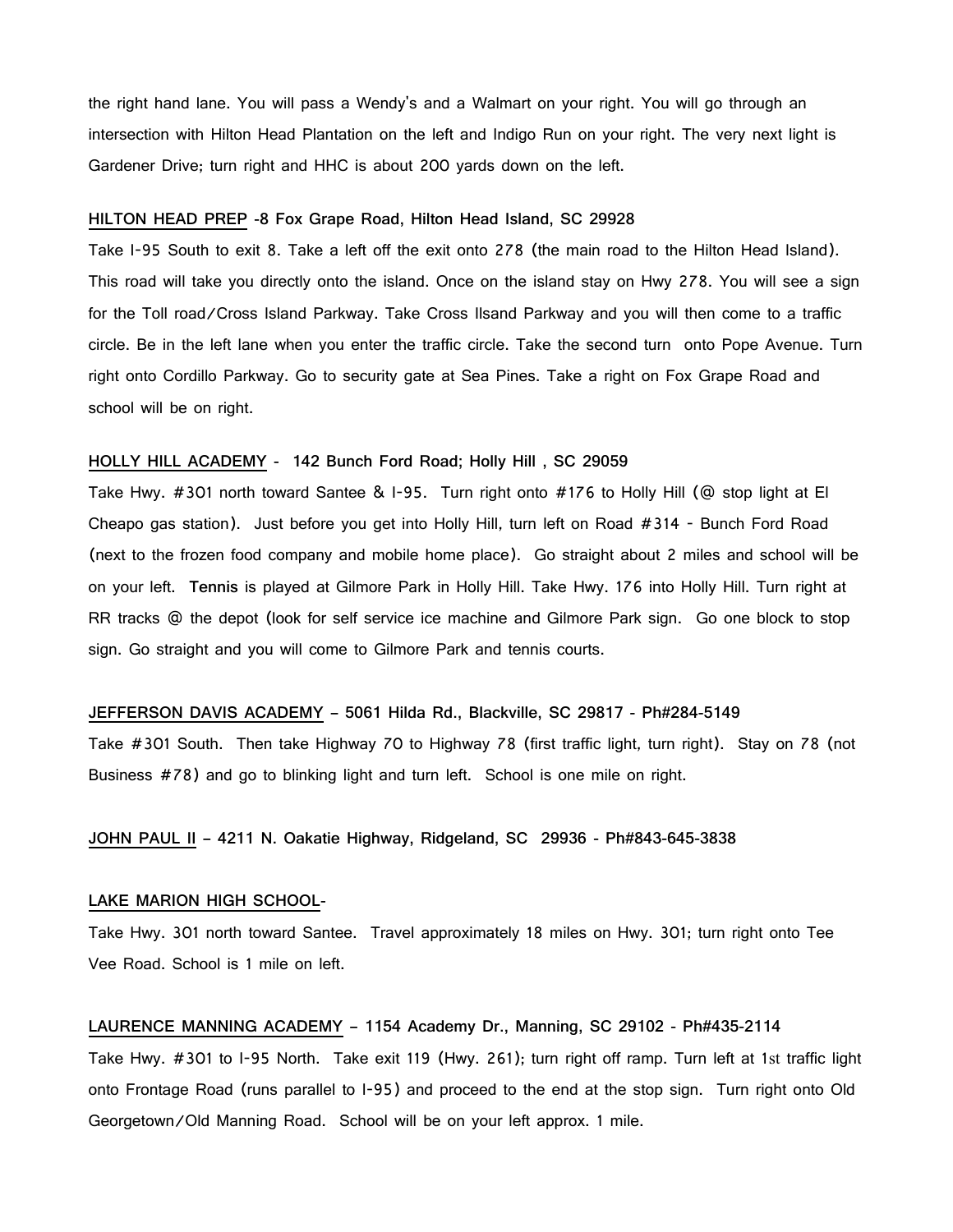the right hand lane. You will pass a Wendy's and a Walmart on your right. You will go through an intersection with Hilton Head Plantation on the left and Indigo Run on your right. The very next light is Gardener Drive; turn right and HHC is about 200 yards down on the left.

**HILTON HEAD PREP -8 Fox Grape Road, Hilton Head Island, SC 29928**

Take I-95 South to exit 8. Take a left off the exit onto 278 (the main road to the Hilton Head Island). This road will take you directly onto the island. Once on the island stay on Hwy 278. You will see a sign for the Toll road/Cross Island Parkway. Take Cross Ilsand Parkway and you will then come to a traffic circle. Be in the left lane when you enter the traffic circle. Take the second turn onto Pope Avenue. Turn right onto Cordillo Parkway. Go to security gate at Sea Pines. Take a right on Fox Grape Road and school will be on right.

**HOLLY HILL ACADEMY - 142 Bunch Ford Road; Holly Hill , SC 29059**

Take Hwy. #301 north toward Santee & I-95. Turn right onto #176 to Holly Hill (@ stop light at El Cheapo gas station). Just before you get into Holly Hill, turn left on Road #314 - Bunch Ford Road (next to the frozen food company and mobile home place). Go straight about 2 miles and school will be on your left. **Tennis** is played at Gilmore Park in Holly Hill. Take Hwy. 176 into Holly Hill. Turn right at RR tracks @ the depot (look for self service ice machine and Gilmore Park sign. Go one block to stop sign. Go straight and you will come to Gilmore Park and tennis courts.

**JEFFERSON DAVIS ACADEMY – 5061 Hilda Rd., Blackville, SC 29817 - Ph#284-5149**

Take #301 South. Then take Highway 70 to Highway 78 (first traffic light, turn right). Stay on 78 (not Business #78) and go to blinking light and turn left. School is one mile on right.

**JOHN PAUL II – 4211 N. Oakatie Highway, Ridgeland, SC 29936 - Ph#843-645-3838**

**LAKE MARION HIGH SCHOOL-**

Take Hwy. 301 north toward Santee. Travel approximately 18 miles on Hwy. 301; turn right onto Tee Vee Road. School is 1 mile on left.

**LAURENCE MANNING ACADEMY – 1154 Academy Dr., Manning, SC 29102 - Ph#435-2114**

Take Hwy. #301 to I-95 North. Take exit 119 (Hwy. 261); turn right off ramp. Turn left at 1st traffic light onto Frontage Road (runs parallel to I-95) and proceed to the end at the stop sign. Turn right onto Old Georgetown/Old Manning Road. School will be on your left approx. 1 mile.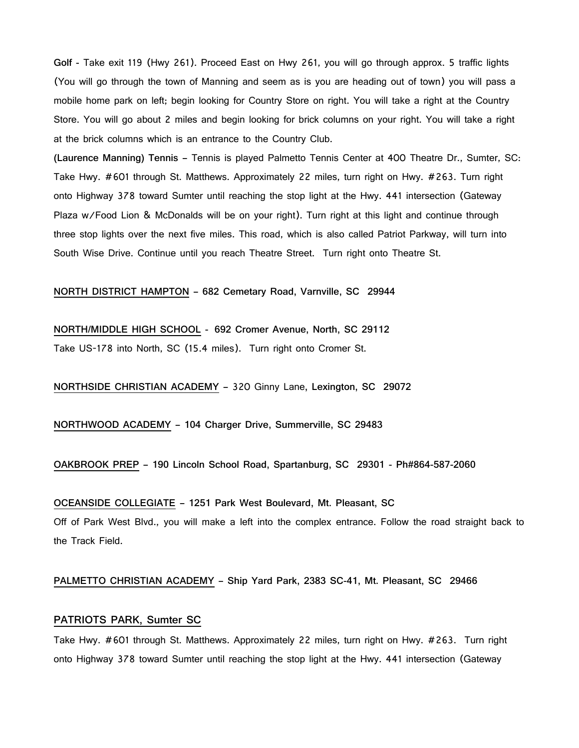**Golf** - Take exit 119 (Hwy 261). Proceed East on Hwy 261, you will go through approx. 5 traffic lights (You will go through the town of Manning and seem as is you are heading out of town) you will pass a mobile home park on left; begin looking for Country Store on right. You will take a right at the Country Store. You will go about 2 miles and begin looking for brick columns on your right. You will take a right at the brick columns which is an entrance to the Country Club.

**(Laurence Manning) Tennis** – Tennis is played Palmetto Tennis Center at 400 Theatre Dr., Sumter, SC: Take Hwy. #601 through St. Matthews. Approximately 22 miles, turn right on Hwy. #263. Turn right onto Highway 378 toward Sumter until reaching the stop light at the Hwy. 441 intersection (Gateway Plaza w/Food Lion & McDonalds will be on your right). Turn right at this light and continue through three stop lights over the next five miles. This road, which is also called Patriot Parkway, will turn into South Wise Drive. Continue until you reach Theatre Street. Turn right onto Theatre St.

**<u>NORTH DISTRICT HAMPTON</u> – 682 Cemetary Road, Varnville, SC 29944**

**<u>NORTH/MIDDLE HIGH SCHOOL</u> - 692 Cromer Avenue, North, SC 29112**

Take US-178 into North, SC (15.4 miles). Turn right onto Cromer St.

**<u>NORTHSIDE CHRISTIAN ACADEMY</u> –** 320 Ginny Lane, **Lexington, SC 29072**

**<u>NORTHWOOD ACADEMY</u> – 104 Charger Drive, Summerville, SC 29483**

**<u>OAKBROOK PREP</u> – 190 Lincoln School Road, Spartanburg, SC 29301 - Ph#864-587-2060**

**<u>OCEANSIDE COLLEGIATE</u> – 1251 Park West Boulevard, Mt. Pleasant, SC**

Off of Park West Blvd., you will make a left into the complex entrance. Follow the road straight back to the Track Field.

**<u>PALMETTO CHRISTIAN ACADEMY</u> – Ship Yard Park, 2383 SC-41, Mt. Pleasant, SC 29466**

**<u>PATRIOTS PARK, Sumter SC</u>**

Take Hwy. #601 through St. Matthews. Approximately 22 miles, turn right on Hwy. #263. Turn right onto Highway 378 toward Sumter until reaching the stop light at the Hwy. 441 intersection (Gateway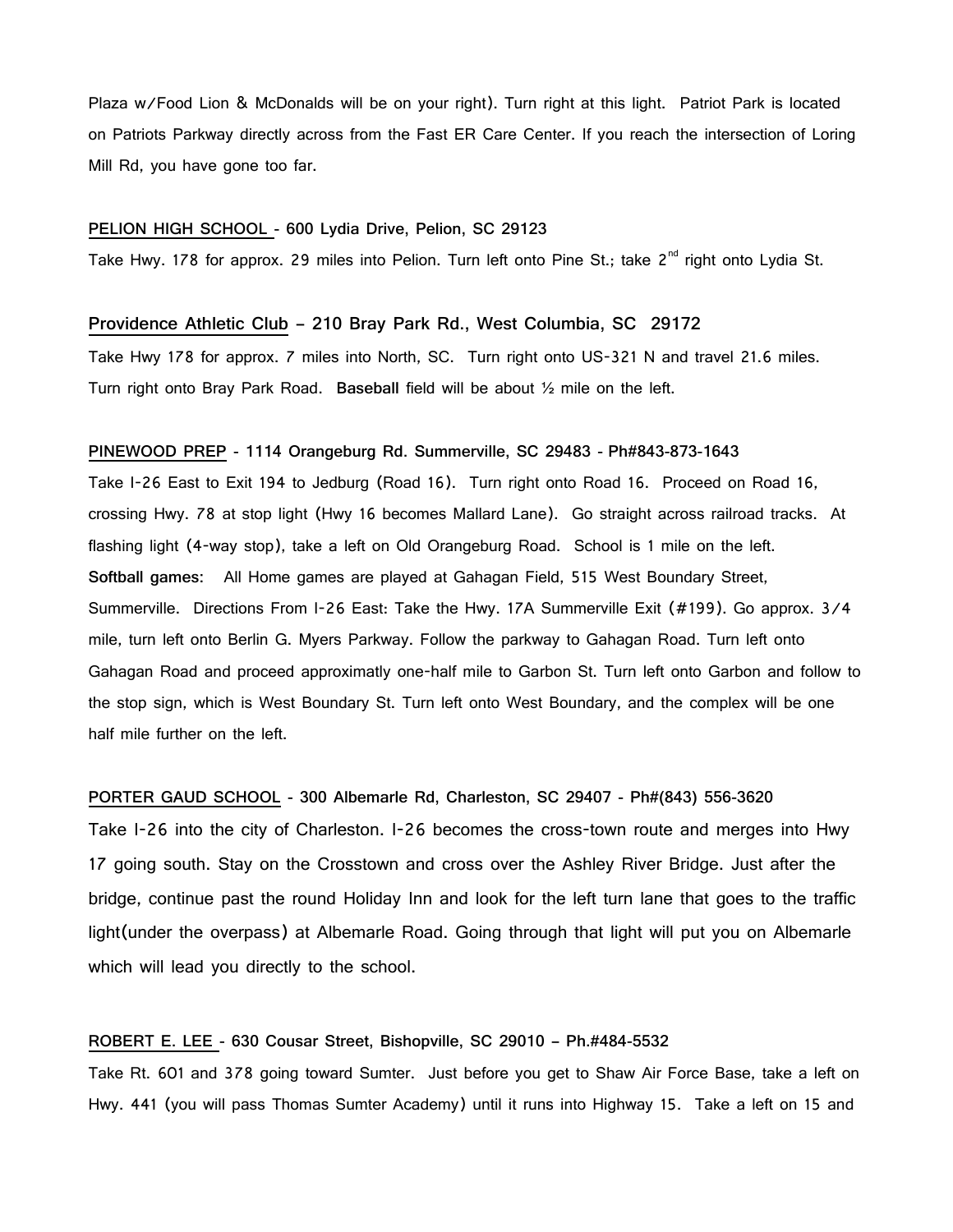Plaza w/Food Lion & McDonalds will be on your right). Turn right at this light. Patriot Park is located on Patriots Parkway directly across from the Fast ER Care Center. If you reach the intersection of Loring Mill Rd, you have gone too far.

**PELION HIGH SCHOOL - 600 Lydia Drive, Pelion, SC 29123**

Take Hwy. 178 for approx. 29 miles into Pelion. Turn left onto Pine St.; take 2nd right onto Lydia St.

**Providence Athletic Club – 210 Bray Park Rd., West Columbia, SC 29172**

Take Hwy 178 for approx. 7 miles into North, SC. Turn right onto US-321 N and travel 21.6 miles. Turn right onto Bray Park Road. **Baseball** field will be about ½ mile on the left.

**PINEWOOD PREP - 1114 Orangeburg Rd. Summerville, SC 29483 - Ph#843-873-1643**

Take I-26 East to Exit 194 to Jedburg (Road 16). Turn right onto Road 16. Proceed on Road 16, crossing Hwy. 78 at stop light (Hwy 16 becomes Mallard Lane). Go straight across railroad tracks. At flashing light (4-way stop), take a left on Old Orangeburg Road. School is 1 mile on the left.

**Softball games:** All Home games are played at Gahagan Field, 515 West Boundary Street, Summerville. Directions From I-26 East: Take the Hwy. 17A Summerville Exit (#199). Go approx. 3/4 mile, turn left onto Berlin G. Myers Parkway. Follow the parkway to Gahagan Road. Turn left onto Gahagan Road and proceed approximatly one-half mile to Garbon St. Turn left onto Garbon and follow to the stop sign, which is West Boundary St. Turn left onto West Boundary, and the complex will be one half mile further on the left.

**PORTER GAUD SCHOOL - 300 Albemarle Rd, Charleston, SC 29407 - Ph#(843) 556-3620**

Take I-26 into the city of Charleston. I-26 becomes the cross-town route and merges into Hwy 17 going south. Stay on the Crosstown and cross over the Ashley River Bridge. Just after the bridge, continue past the round Holiday Inn and look for the left turn lane that goes to the traffic light(under the overpass) at Albemarle Road. Going through that light will put you on Albemarle which will lead you directly to the school.

**ROBERT E. LEE - 630 Cousar Street, Bishopville, SC 29010 – Ph.#484-5532**

Take Rt. 601 and 378 going toward Sumter. Just before you get to Shaw Air Force Base, take a left on Hwy. 441 (you will pass Thomas Sumter Academy) until it runs into Highway 15. Take a left on 15 and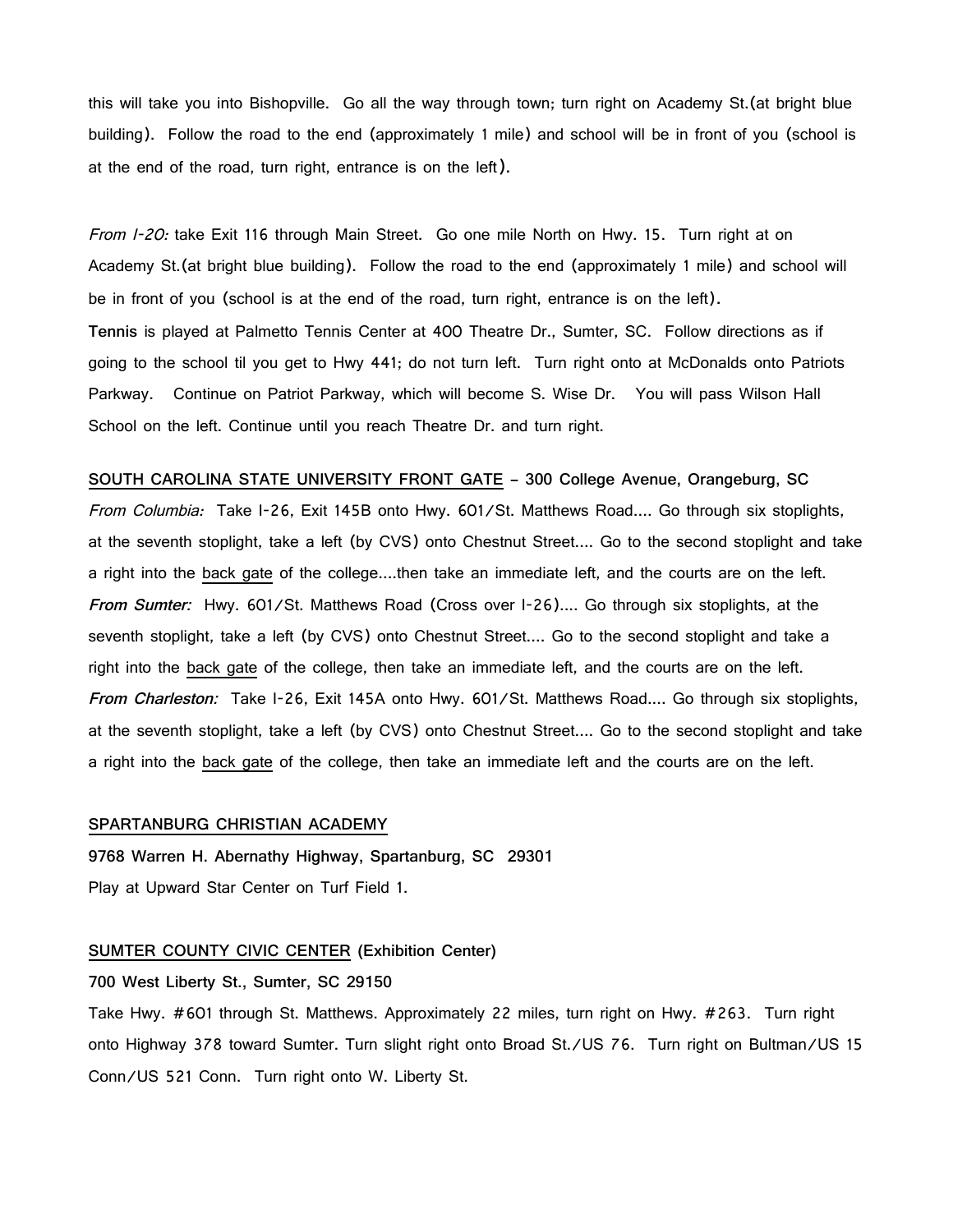this will take you into Bishopville. Go all the way through town; turn right on Academy St.(at bright blue building). Follow the road to the end (approximately 1 mile) and school will be in front of you (school is at the end of the road, turn right, entrance is on the left).

*From I-20:* take Exit 116 through Main Street. Go one mile North on Hwy. 15. Turn right at on Academy St.(at bright blue building). Follow the road to the end (approximately 1 mile) and school will be in front of you (school is at the end of the road, turn right, entrance is on the left).

**Tennis** is played at Palmetto Tennis Center at 400 Theatre Dr., Sumter, SC. Follow directions as if going to the school til you get to Hwy 441; do not turn left. Turn right onto at McDonalds onto Patriots Parkway. Continue on Patriot Parkway, which will become S. Wise Dr. You will pass Wilson Hall School on the left. Continue until you reach Theatre Dr. and turn right.

**SOUTH CAROLINA STATE UNIVERSITY FRONT GATE – 300 College Avenue, Orangeburg, SC**

*From Columbia:* Take I-26, Exit 145B onto Hwy. 601/St. Matthews Road.... Go through six stoplights, at the seventh stoplight, take a left (by CVS) onto Chestnut Street.... Go to the second stoplight and take a right into the back gate of the college....then take an immediate left, and the courts are on the left.

***From Sumter:*** Hwy. 601/St. Matthews Road (Cross over I-26).... Go through six stoplights, at the seventh stoplight, take a left (by CVS) onto Chestnut Street.... Go to the second stoplight and take a right into the back gate of the college, then take an immediate left, and the courts are on the left.

***From Charleston:*** Take I-26, Exit 145A onto Hwy. 601/St. Matthews Road.... Go through six stoplights, at the seventh stoplight, take a left (by CVS) onto Chestnut Street.... Go to the second stoplight and take a right into the back gate of the college, then take an immediate left and the courts are on the left.

**SPARTANBURG CHRISTIAN ACADEMY**

**9768 Warren H. Abernathy Highway, Spartanburg, SC 29301**

Play at Upward Star Center on Turf Field 1.

**SUMTER COUNTY CIVIC CENTER (Exhibition Center)**

**700 West Liberty St., Sumter, SC 29150**

Take Hwy. #601 through St. Matthews. Approximately 22 miles, turn right on Hwy. #263. Turn right onto Highway 378 toward Sumter. Turn slight right onto Broad St./US 76. Turn right on Bultman/US 15 Conn/US 521 Conn. Turn right onto W. Liberty St.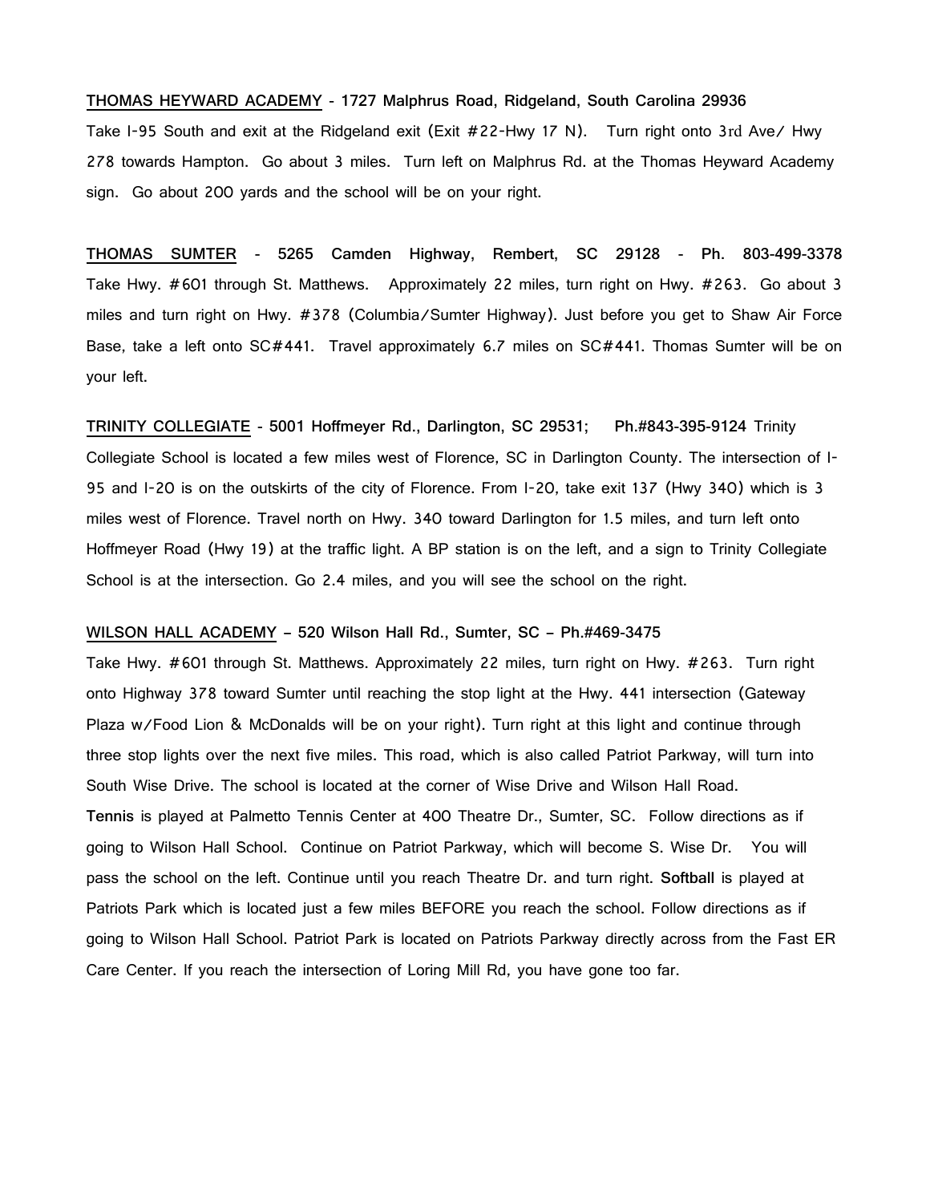**THOMAS HEYWARD ACADEMY - 1727 Malphrus Road, Ridgeland, South Carolina 29936**
Take I-95 South and exit at the Ridgeland exit (Exit #22-Hwy 17 N). Turn right onto 3rd Ave/ Hwy 278 towards Hampton. Go about 3 miles. Turn left on Malphrus Rd. at the Thomas Heyward Academy sign. Go about 200 yards and the school will be on your right.

**THOMAS SUMTER - 5265 Camden Highway, Rembert, SC 29128 - Ph. 803-499-3378**
Take Hwy. #601 through St. Matthews. Approximately 22 miles, turn right on Hwy. #263. Go about 3 miles and turn right on Hwy. #378 (Columbia/Sumter Highway). Just before you get to Shaw Air Force Base, take a left onto SC#441. Travel approximately 6.7 miles on SC#441. Thomas Sumter will be on your left.

**TRINITY COLLEGIATE - 5001 Hoffmeyer Rd., Darlington, SC 29531; Ph.#843-395-9124** Trinity Collegiate School is located a few miles west of Florence, SC in Darlington County. The intersection of I-95 and I-20 is on the outskirts of the city of Florence. From I-20, take exit 137 (Hwy 340) which is 3 miles west of Florence. Travel north on Hwy. 340 toward Darlington for 1.5 miles, and turn left onto Hoffmeyer Road (Hwy 19) at the traffic light. A BP station is on the left, and a sign to Trinity Collegiate School is at the intersection. Go 2.4 miles, and you will see the school on the right.

**WILSON HALL ACADEMY – 520 Wilson Hall Rd., Sumter, SC – Ph.#469-3475**
Take Hwy. #601 through St. Matthews. Approximately 22 miles, turn right on Hwy. #263. Turn right onto Highway 378 toward Sumter until reaching the stop light at the Hwy. 441 intersection (Gateway Plaza w/Food Lion & McDonalds will be on your right). Turn right at this light and continue through three stop lights over the next five miles. This road, which is also called Patriot Parkway, will turn into South Wise Drive. The school is located at the corner of Wise Drive and Wilson Hall Road.
**Tennis** is played at Palmetto Tennis Center at 400 Theatre Dr., Sumter, SC. Follow directions as if going to Wilson Hall School. Continue on Patriot Parkway, which will become S. Wise Dr. You will pass the school on the left. Continue until you reach Theatre Dr. and turn right. **Softball** is played at Patriots Park which is located just a few miles BEFORE you reach the school. Follow directions as if going to Wilson Hall School. Patriot Park is located on Patriots Parkway directly across from the Fast ER Care Center. If you reach the intersection of Loring Mill Rd, you have gone too far.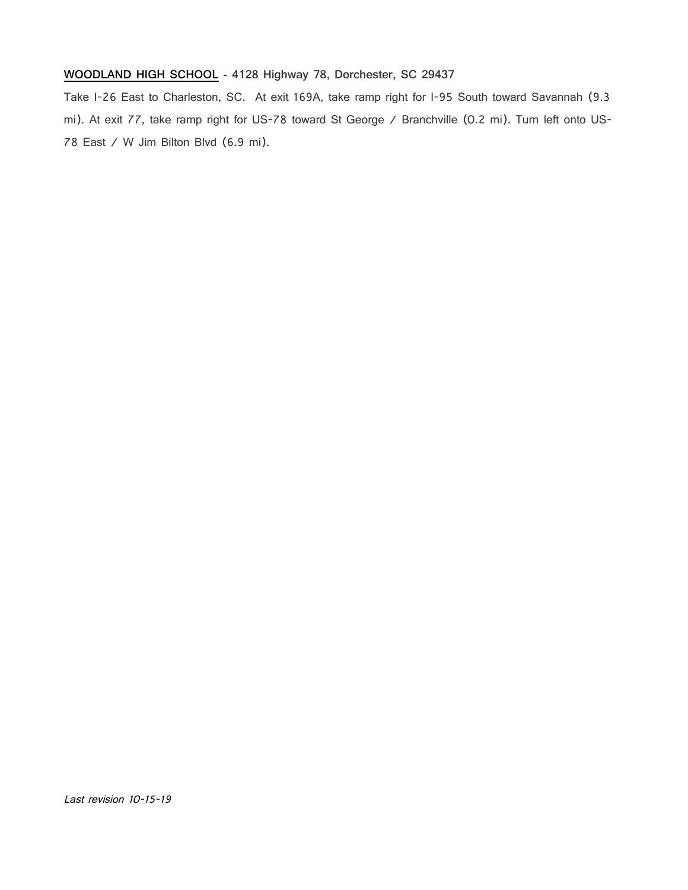**<u>WOODLAND HIGH SCHOOL</u> - 4128 Highway 78, Dorchester, SC 29437**

Take I-26 East to Charleston, SC. At exit 169A, take ramp right for I-95 South toward Savannah (9.3 mi). At exit 77, take ramp right for US-78 toward St George / Branchville (0.2 mi). Turn left onto US-78 East / W Jim Bilton Blvd (6.9 mi).

*Last revision 10-15-19*